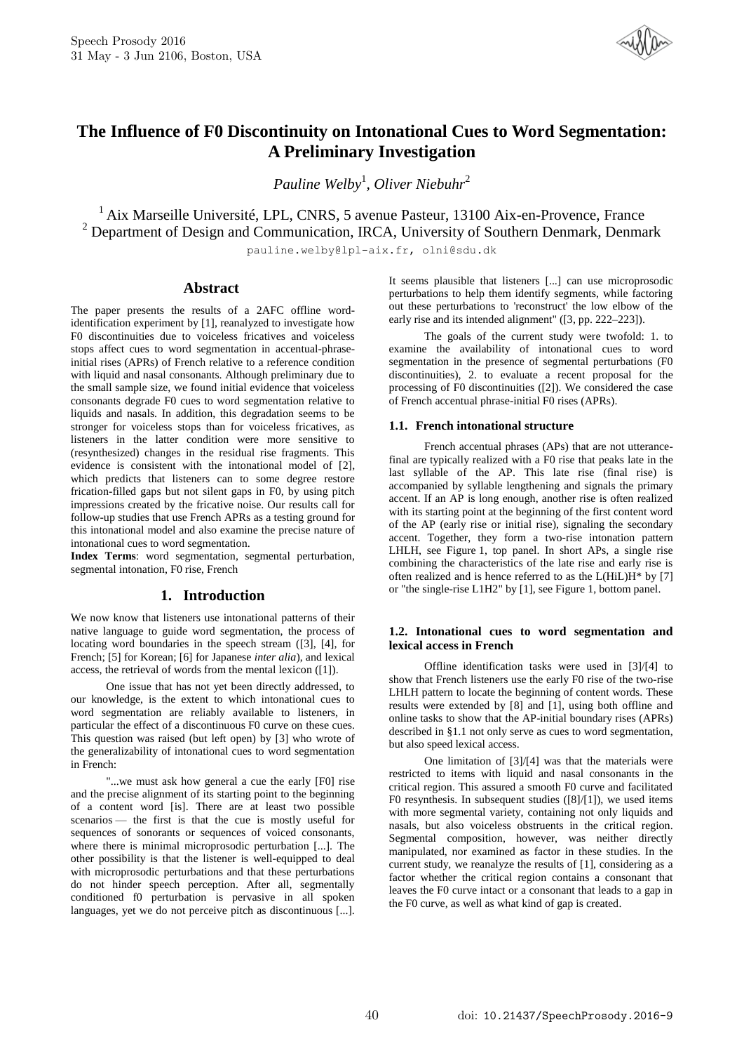# The Influence of F0 Discontinuity on Intonational Cues to Word Segmentation: A Preliminary Investigation

*Pauline Welby*[1], *Oliver Niebuhr*[2]

[1] Aix Marseille Université, LPL, CNRS, 5 avenue Pasteur, 13100 Aix-en-Provence, France
[2] Department of Design and Communication, IRCA, University of Southern Denmark, Denmark

pauline.welby@lpl-aix.fr, olni@sdu.dk

## Abstract

The paper presents the results of a 2AFC offline word-identification experiment by [1], reanalyzed to investigate how F0 discontinuities due to voiceless fricatives and voiceless stops affect cues to word segmentation in accentual-phrase-initial rises (APRs) of French relative to a reference condition with liquid and nasal consonants. Although preliminary due to the small sample size, we found initial evidence that voiceless consonants degrade F0 cues to word segmentation relative to liquids and nasals. In addition, this degradation seems to be stronger for voiceless stops than for voiceless fricatives, as listeners in the latter condition were more sensitive to (resynthesized) changes in the residual rise fragments. This evidence is consistent with the intonational model of [2], which predicts that listeners can to some degree restore frication-filled gaps but not silent gaps in F0, by using pitch impressions created by the fricative noise. Our results call for follow-up studies that use French APRs as a testing ground for this intonational model and also examine the precise nature of intonational cues to word segmentation.

**Index Terms**: word segmentation, segmental perturbation, segmental intonation, F0 rise, French

## 1. Introduction

We now know that listeners use intonational patterns of their native language to guide word segmentation, the process of locating word boundaries in the speech stream ([3], [4], for French; [5] for Korean; [6] for Japanese *inter alia*), and lexical access, the retrieval of words from the mental lexicon ([1]).

One issue that has not yet been directly addressed, to our knowledge, is the extent to which intonational cues to word segmentation are reliably available to listeners, in particular the effect of a discontinuous F0 curve on these cues. This question was raised (but left open) by [3] who wrote of the generalizability of intonational cues to word segmentation in French:

"...we must ask how general a cue the early [F0] rise and the precise alignment of its starting point to the beginning of a content word [is]. There are at least two possible scenarios — the first is that the cue is mostly useful for sequences of sonorants or sequences of voiced consonants, where there is minimal microprosodic perturbation [...]. The other possibility is that the listener is well-equipped to deal with microprosodic perturbations and that these perturbations do not hinder speech perception. After all, segmentally conditioned f0 perturbation is pervasive in all spoken languages, yet we do not perceive pitch as discontinuous [...]. It seems plausible that listeners [...] can use microprosodic perturbations to help them identify segments, while factoring out these perturbations to 'reconstruct' the low elbow of the early rise and its intended alignment" ([3, pp. 222–223]).

The goals of the current study were twofold: 1. to examine the availability of intonational cues to word segmentation in the presence of segmental perturbations (F0 discontinuities), 2. to evaluate a recent proposal for the processing of F0 discontinuities ([2]). We considered the case of French accentual phrase-initial F0 rises (APRs).

### 1.1. French intonational structure

French accentual phrases (APs) that are not utterance-final are typically realized with a F0 rise that peaks late in the last syllable of the AP. This late rise (final rise) is accompanied by syllable lengthening and signals the primary accent. If an AP is long enough, another rise is often realized with its starting point at the beginning of the first content word of the AP (early rise or initial rise), signaling the secondary accent. Together, they form a two-rise intonation pattern LHLH, see Figure 1, top panel. In short APs, a single rise combining the characteristics of the late rise and early rise is often realized and is hence referred to as the L(HiL)H* by [7] or "the single-rise L1H2" by [1], see Figure 1, bottom panel.

### 1.2. Intonational cues to word segmentation and lexical access in French

Offline identification tasks were used in [3]/[4] to show that French listeners use the early F0 rise of the two-rise LHLH pattern to locate the beginning of content words. These results were extended by [8] and [1], using both offline and online tasks to show that the AP-initial boundary rises (APRs) described in §1.1 not only serve as cues to word segmentation, but also speed lexical access.

One limitation of [3]/[4] was that the materials were restricted to items with liquid and nasal consonants in the critical region. This assured a smooth F0 curve and facilitated F0 resynthesis. In subsequent studies ([8]/[1]), we used items with more segmental variety, containing not only liquids and nasals, but also voiceless obstruents in the critical region. Segmental composition, however, was neither directly manipulated, nor examined as factor in these studies. In the current study, we reanalyze the results of [1], considering as a factor whether the critical region contains a consonant that leaves the F0 curve intact or a consonant that leads to a gap in the F0 curve, as well as what kind of gap is created.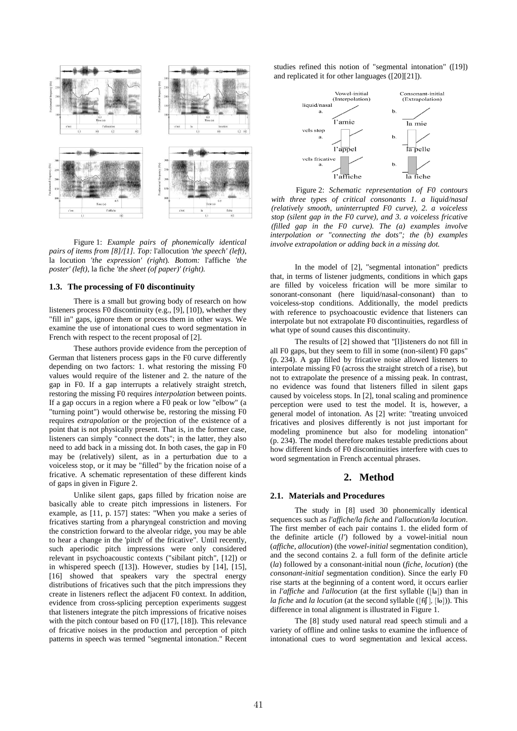Figure 1: *Example pairs of phonemically identical pairs of items from [8]/[1]. Top:* l'allocution *'the speech' (left),* la locution *'the expression' (right*). *Bottom:* l'affiche *'the poster' (left),* la fiche *'the sheet (of paper)' (right).*

### 1.3. The processing of F0 discontinuity

There is a small but growing body of research on how listeners process F0 discontinuity (e.g., [9], [10]), whether they "fill in" gaps, ignore them or process them in other ways. We examine the use of intonational cues to word segmentation in French with respect to the recent proposal of [2].

These authors provide evidence from the perception of German that listeners process gaps in the F0 curve differently depending on two factors: 1. what restoring the missing F0 values would require of the listener and 2. the nature of the gap in F0. If a gap interrupts a relatively straight stretch, restoring the missing F0 requires *interpolation* between points. If a gap occurs in a region where a F0 peak or low "elbow" (a "turning point") would otherwise be, restoring the missing F0 requires *extrapolation* or the projection of the existence of a point that is not physically present. That is, in the former case, listeners can simply "connect the dots"; in the latter, they also need to add back in a missing dot. In both cases, the gap in F0 may be (relatively) silent, as in a perturbation due to a voiceless stop, or it may be "filled" by the frication noise of a fricative. A schematic representation of these different kinds of gaps in given in Figure 2.

Unlike silent gaps, gaps filled by frication noise are basically able to create pitch impressions in listeners. For example, as [11, p. 157] states: "When you make a series of fricatives starting from a pharyngeal constriction and moving the constriction forward to the alveolar ridge, you may be able to hear a change in the 'pitch' of the fricative". Until recently, such aperiodic pitch impressions were only considered relevant in psychoacoustic contexts ("sibilant pitch", [12]) or in whispered speech ([13]). However, studies by [14], [15], [16] showed that speakers vary the spectral energy distributions of fricatives such that the pitch impressions they create in listeners reflect the adjacent F0 context. In addition, evidence from cross-splicing perception experiments suggest that listeners integrate the pitch impressions of fricative noises with the pitch contour based on F0 ([17], [18]). This relevance of fricative noises in the production and perception of pitch patterns in speech was termed "segmental intonation." Recent studies refined this notion of "segmental intonation" ([19]) and replicated it for other languages ([20][21]).

Figure 2: *Schematic representation of F0 contours with three types of critical consonants 1. a liquid/nasal (relatively smooth, uninterrupted F0 curve), 2. a voiceless stop (silent gap in the F0 curve), and 3. a voiceless fricative (filled gap in the F0 curve). The (a) examples involve interpolation or "connecting the dots"; the (b) examples involve extrapolation or adding back in a missing dot.*

In the model of [2], "segmental intonation" predicts that, in terms of listener judgments, conditions in which gaps are filled by voiceless frication will be more similar to sonorant-consonant (here liquid/nasal-consonant) than to voiceless-stop conditions. Additionally, the model predicts with reference to psychoacoustic evidence that listeners can interpolate but not extrapolate F0 discontinuities, regardless of what type of sound causes this discontinuity.

The results of [2] showed that "[l]isteners do not fill in all F0 gaps, but they seem to fill in some (non-silent) F0 gaps" (p. 234). A gap filled by fricative noise allowed listeners to interpolate missing F0 (across the straight stretch of a rise), but not to extrapolate the presence of a missing peak. In contrast, no evidence was found that listeners filled in silent gaps caused by voiceless stops. In [2], tonal scaling and prominence perception were used to test the model. It is, however, a general model of intonation. As [2] write: "treating unvoiced fricatives and plosives differently is not just important for modeling prominence but also for modeling intonation" (p. 234). The model therefore makes testable predictions about how different kinds of F0 discontinuities interfere with cues to word segmentation in French accentual phrases.

## 2. Method

### 2.1. Materials and Procedures

The study in [8] used 30 phonemically identical sequences such as *l'affiche/la fiche* and *l'allocution/la locution*. The first member of each pair contains 1. the elided form of the definite article (*l'*) followed by a vowel-initial noun (*affiche*, *allocution*) (the *vowel-initial* segmentation condition), and the second contains 2. a full form of the definite article (*la*) followed by a consonant-initial noun (*fiche*, *locution*) (the *consonant-initial* segmentation condition). Since the early F0 rise starts at the beginning of a content word, it occurs earlier in *l'affiche* and *l'allocution* (at the first syllable ([la]) than in *la fiche* and *la locution* (at the second syllable ([fiʃ], [lo])). This difference in tonal alignment is illustrated in Figure 1.

The [8] study used natural read speech stimuli and a variety of offline and online tasks to examine the influence of intonational cues to word segmentation and lexical access.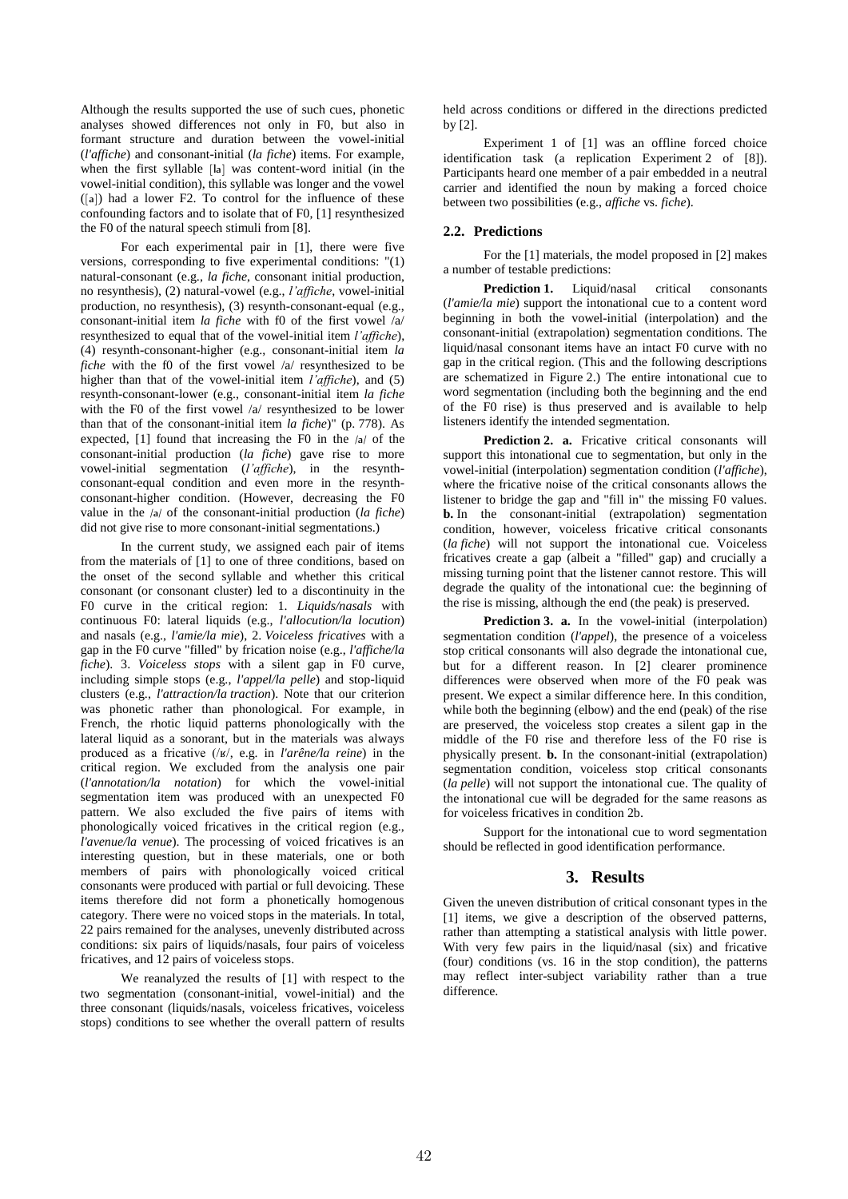Although the results supported the use of such cues, phonetic analyses showed differences not only in F0, but also in formant structure and duration between the vowel-initial (*l'affiche*) and consonant-initial (*la fiche*) items. For example, when the first syllable [la] was content-word initial (in the vowel-initial condition), this syllable was longer and the vowel ([a]) had a lower F2. To control for the influence of these confounding factors and to isolate that of F0, [1] resynthesized the F0 of the natural speech stimuli from [8].

For each experimental pair in [1], there were five versions, corresponding to five experimental conditions: "(1) natural-consonant (e.g., *la fiche*, consonant initial production, no resynthesis), (2) natural-vowel (e.g., *l'affiche*, vowel-initial production, no resynthesis), (3) resynth-consonant-equal (e.g., consonant-initial item *la fiche* with f0 of the first vowel /a/ resynthesized to equal that of the vowel-initial item *l'affiche*), (4) resynth-consonant-higher (e.g., consonant-initial item *la fiche* with the f0 of the first vowel /a/ resynthesized to be higher than that of the vowel-initial item *l'affiche*), and (5) resynth-consonant-lower (e.g., consonant-initial item *la fiche* with the F0 of the first vowel /a/ resynthesized to be lower than that of the consonant-initial item *la fiche*)" (p. 778). As expected, [1] found that increasing the F0 in the /a/ of the consonant-initial production (*la fiche*) gave rise to more vowel-initial segmentation (*l'affiche*), in the resynth-consonant-equal condition and even more in the resynth-consonant-higher condition. (However, decreasing the F0 value in the /a/ of the consonant-initial production (*la fiche*) did not give rise to more consonant-initial segmentations.)

In the current study, we assigned each pair of items from the materials of [1] to one of three conditions, based on the onset of the second syllable and whether this critical consonant (or consonant cluster) led to a discontinuity in the F0 curve in the critical region: 1. *Liquids/nasals* with continuous F0: lateral liquids (e.g., *l'allocution/la locution*) and nasals (e.g., *l'amie/la mie*), 2. *Voiceless fricatives* with a gap in the F0 curve "filled" by frication noise (e.g., *l'affiche/la fiche*). 3. *Voiceless stops* with a silent gap in F0 curve, including simple stops (e.g., *l'appel/la pelle*) and stop-liquid clusters (e.g., *l'attraction/la traction*). Note that our criterion was phonetic rather than phonological. For example, in French, the rhotic liquid patterns phonologically with the lateral liquid as a sonorant, but in the materials was always produced as a fricative (/ʁ/, e.g. in *l'arêne/la reine*) in the critical region. We excluded from the analysis one pair (*l'annotation/la notation*) for which the vowel-initial segmentation item was produced with an unexpected F0 pattern. We also excluded the five pairs of items with phonologically voiced fricatives in the critical region (e.g., *l'avenue/la venue*). The processing of voiced fricatives is an interesting question, but in these materials, one or both members of pairs with phonologically voiced critical consonants were produced with partial or full devoicing. These items therefore did not form a phonetically homogenous category. There were no voiced stops in the materials. In total, 22 pairs remained for the analyses, unevenly distributed across conditions: six pairs of liquids/nasals, four pairs of voiceless fricatives, and 12 pairs of voiceless stops.

We reanalyzed the results of [1] with respect to the two segmentation (consonant-initial, vowel-initial) and the three consonant (liquids/nasals, voiceless fricatives, voiceless stops) conditions to see whether the overall pattern of results held across conditions or differed in the directions predicted by [2].

Experiment 1 of [1] was an offline forced choice identification task (a replication Experiment 2 of [8]). Participants heard one member of a pair embedded in a neutral carrier and identified the noun by making a forced choice between two possibilities (e.g., *affiche* vs. *fiche*).

### 2.2. Predictions

For the [1] materials, the model proposed in [2] makes a number of testable predictions:

**Prediction 1.** Liquid/nasal critical consonants (*l'amie/la mie*) support the intonational cue to a content word beginning in both the vowel-initial (interpolation) and the consonant-initial (extrapolation) segmentation conditions. The liquid/nasal consonant items have an intact F0 curve with no gap in the critical region. (This and the following descriptions are schematized in Figure 2.) The entire intonational cue to word segmentation (including both the beginning and the end of the F0 rise) is thus preserved and is available to help listeners identify the intended segmentation.

**Prediction 2. a.** Fricative critical consonants will support this intonational cue to segmentation, but only in the vowel-initial (interpolation) segmentation condition (*l'affiche*), where the fricative noise of the critical consonants allows the listener to bridge the gap and "fill in" the missing F0 values. **b.** In the consonant-initial (extrapolation) segmentation condition, however, voiceless fricative critical consonants (*la fiche*) will not support the intonational cue. Voiceless fricatives create a gap (albeit a "filled" gap) and crucially a missing turning point that the listener cannot restore. This will degrade the quality of the intonational cue: the beginning of the rise is missing, although the end (the peak) is preserved.

**Prediction 3. a.** In the vowel-initial (interpolation) segmentation condition (*l'appel*), the presence of a voiceless stop critical consonants will also degrade the intonational cue, but for a different reason. In [2] clearer prominence differences were observed when more of the F0 peak was present. We expect a similar difference here. In this condition, while both the beginning (elbow) and the end (peak) of the rise are preserved, the voiceless stop creates a silent gap in the middle of the F0 rise and therefore less of the F0 rise is physically present. **b.** In the consonant-initial (extrapolation) segmentation condition, voiceless stop critical consonants (*la pelle*) will not support the intonational cue. The quality of the intonational cue will be degraded for the same reasons as for voiceless fricatives in condition 2b.

Support for the intonational cue to word segmentation should be reflected in good identification performance.

## 3. Results

Given the uneven distribution of critical consonant types in the [1] items, we give a description of the observed patterns, rather than attempting a statistical analysis with little power. With very few pairs in the liquid/nasal (six) and fricative (four) conditions (vs. 16 in the stop condition), the patterns may reflect inter-subject variability rather than a true difference.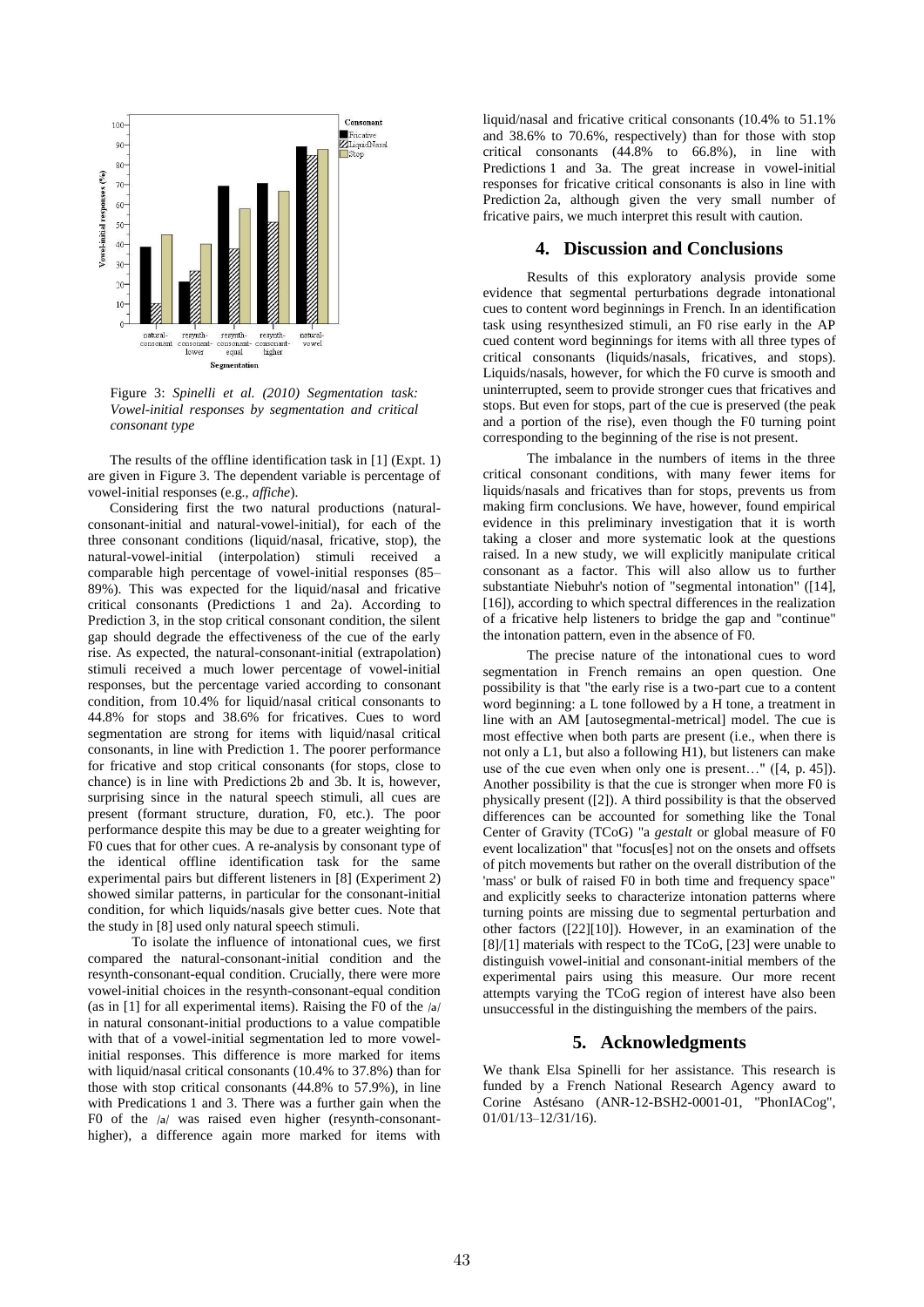Figure 3: *Spinelli et al. (2010) Segmentation task: Vowel-initial responses by segmentation and critical consonant type*

The results of the offline identification task in [1] (Expt. 1) are given in Figure 3. The dependent variable is percentage of vowel-initial responses (e.g., *affiche*).

Considering first the two natural productions (natural-consonant-initial and natural-vowel-initial), for each of the three consonant conditions (liquid/nasal, fricative, stop), the natural-vowel-initial (interpolation) stimuli received a comparable high percentage of vowel-initial responses (85–89%). This was expected for the liquid/nasal and fricative critical consonants (Predictions 1 and 2a). According to Prediction 3, in the stop critical consonant condition, the silent gap should degrade the effectiveness of the cue of the early rise. As expected, the natural-consonant-initial (extrapolation) stimuli received a much lower percentage of vowel-initial responses, but the percentage varied according to consonant condition, from 10.4% for liquid/nasal critical consonants to 44.8% for stops and 38.6% for fricatives. Cues to word segmentation are strong for items with liquid/nasal critical consonants, in line with Prediction 1. The poorer performance for fricative and stop critical consonants (for stops, close to chance) is in line with Predictions 2b and 3b. It is, however, surprising since in the natural speech stimuli, all cues are present (formant structure, duration, F0, etc.). The poor performance despite this may be due to a greater weighting for F0 cues that for other cues. A re-analysis by consonant type of the identical offline identification task for the same experimental pairs but different listeners in [8] (Experiment 2) showed similar patterns, in particular for the consonant-initial condition, for which liquids/nasals give better cues. Note that the study in [8] used only natural speech stimuli.

To isolate the influence of intonational cues, we first compared the natural-consonant-initial condition and the resynth-consonant-equal condition. Crucially, there were more vowel-initial choices in the resynth-consonant-equal condition (as in [1] for all experimental items). Raising the F0 of the /a/ in natural consonant-initial productions to a value compatible with that of a vowel-initial segmentation led to more vowel-initial responses. This difference is more marked for items with liquid/nasal critical consonants (10.4% to 37.8%) than for those with stop critical consonants (44.8% to 57.9%), in line with Predications 1 and 3. There was a further gain when the F0 of the /a/ was raised even higher (resynth-consonant-higher), a difference again more marked for items with liquid/nasal and fricative critical consonants (10.4% to 51.1% and 38.6% to 70.6%, respectively) than for those with stop critical consonants (44.8% to 66.8%), in line with Predictions 1 and 3a. The great increase in vowel-initial responses for fricative critical consonants is also in line with Prediction 2a, although given the very small number of fricative pairs, we much interpret this result with caution.

## 4. Discussion and Conclusions

Results of this exploratory analysis provide some evidence that segmental perturbations degrade intonational cues to content word beginnings in French. In an identification task using resynthesized stimuli, an F0 rise early in the AP cued content word beginnings for items with all three types of critical consonants (liquids/nasals, fricatives, and stops). Liquids/nasals, however, for which the F0 curve is smooth and uninterrupted, seem to provide stronger cues that fricatives and stops. But even for stops, part of the cue is preserved (the peak and a portion of the rise), even though the F0 turning point corresponding to the beginning of the rise is not present.

The imbalance in the numbers of items in the three critical consonant conditions, with many fewer items for liquids/nasals and fricatives than for stops, prevents us from making firm conclusions. We have, however, found empirical evidence in this preliminary investigation that it is worth taking a closer and more systematic look at the questions raised. In a new study, we will explicitly manipulate critical consonant as a factor. This will also allow us to further substantiate Niebuhr's notion of "segmental intonation" ([14], [16]), according to which spectral differences in the realization of a fricative help listeners to bridge the gap and "continue" the intonation pattern, even in the absence of F0.

The precise nature of the intonational cues to word segmentation in French remains an open question. One possibility is that "the early rise is a two-part cue to a content word beginning: a L tone followed by a H tone, a treatment in line with an AM [autosegmental-metrical] model. The cue is most effective when both parts are present (i.e., when there is not only a L1, but also a following H1), but listeners can make use of the cue even when only one is present…" ([4, p. 45]). Another possibility is that the cue is stronger when more F0 is physically present ([2]). A third possibility is that the observed differences can be accounted for something like the Tonal Center of Gravity (TCoG) "a *gestalt* or global measure of F0 event localization" that "focus[es] not on the onsets and offsets of pitch movements but rather on the overall distribution of the 'mass' or bulk of raised F0 in both time and frequency space" and explicitly seeks to characterize intonation patterns where turning points are missing due to segmental perturbation and other factors ([22][10]). However, in an examination of the [8]/[1] materials with respect to the TCoG, [23] were unable to distinguish vowel-initial and consonant-initial members of the experimental pairs using this measure. Our more recent attempts varying the TCoG region of interest have also been unsuccessful in the distinguishing the members of the pairs.

## 5. Acknowledgments

We thank Elsa Spinelli for her assistance. This research is funded by a French National Research Agency award to Corine Astésano (ANR-12-BSH2-0001-01, "PhonIACog", 01/01/13–12/31/16).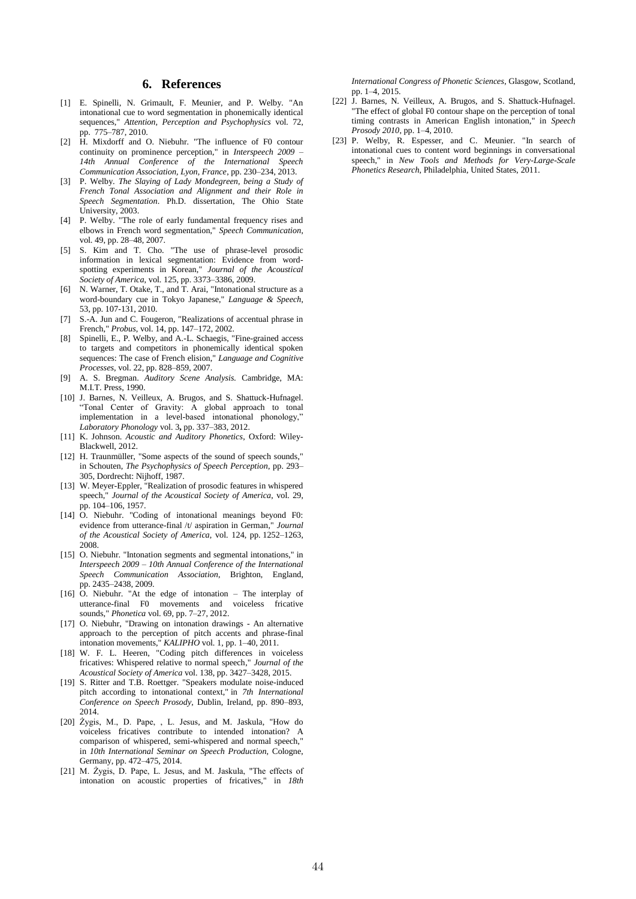## 6. References

[1] E. Spinelli, N. Grimault, F. Meunier, and P. Welby. "An intonational cue to word segmentation in phonemically identical sequences," *Attention, Perception and Psychophysics* vol. 72, pp. 775–787, 2010.

[2] H. Mixdorff and O. Niebuhr. "The influence of F0 contour continuity on prominence perception," in *Interspeech 2009 – 14th Annual Conference of the International Speech Communication Association, Lyon, France*, pp. 230–234, 2013.

[3] P. Welby. *The Slaying of Lady Mondegreen, being a Study of French Tonal Association and Alignment and their Role in Speech Segmentation*. Ph.D. dissertation, The Ohio State University, 2003.

[4] P. Welby. "The role of early fundamental frequency rises and elbows in French word segmentation," *Speech Communication*, vol. 49, pp. 28–48, 2007.

[5] S. Kim and T. Cho. "The use of phrase-level prosodic information in lexical segmentation: Evidence from word-spotting experiments in Korean," *Journal of the Acoustical Society of America*, vol. 125, pp. 3373–3386, 2009.

[6] N. Warner, T. Otake, T., and T. Arai, "Intonational structure as a word-boundary cue in Tokyo Japanese," *Language & Speech*, 53, pp. 107-131, 2010.

[7] S.-A. Jun and C. Fougeron, "Realizations of accentual phrase in French," *Probus*, vol. 14, pp. 147–172, 2002.

[8] Spinelli, E., P. Welby, and A.-L. Schaegis, "Fine-grained access to targets and competitors in phonemically identical spoken sequences: The case of French elision," *Language and Cognitive Processes*, vol. 22, pp. 828–859, 2007.

[9] A. S. Bregman. *Auditory Scene Analysis.* Cambridge, MA: M.I.T. Press, 1990.

[10] J. Barnes, N. Veilleux, A. Brugos, and S. Shattuck-Hufnagel. "Tonal Center of Gravity: A global approach to tonal implementation in a level-based intonational phonology," *Laboratory Phonology* vol. 3**,** pp. 337–383, 2012.

[11] K. Johnson. *Acoustic and Auditory Phonetics*, Oxford: Wiley-Blackwell, 2012.

[12] H. Traunmüller, "Some aspects of the sound of speech sounds," in Schouten, *The Psychophysics of Speech Perception*, pp. 293–305, Dordrecht: Nijhoff, 1987.

[13] W. Meyer-Eppler, "Realization of prosodic features in whispered speech," *Journal of the Acoustical Society of America*, vol. 29, pp. 104–106, 1957.

[14] O. Niebuhr. "Coding of intonational meanings beyond F0: evidence from utterance-final /t/ aspiration in German," *Journal of the Acoustical Society of America*, vol. 124, pp. 1252–1263, 2008.

[15] O. Niebuhr. "Intonation segments and segmental intonations," in *Interspeech 2009 – 10th Annual Conference of the International Speech Communication Association*, Brighton, England, pp. 2435–2438, 2009.

[16] O. Niebuhr. "At the edge of intonation – The interplay of utterance-final F0 movements and voiceless fricative sounds," *Phonetica* vol. 69, pp. 7–27, 2012.

[17] O. Niebuhr, "Drawing on intonation drawings - An alternative approach to the perception of pitch accents and phrase-final intonation movements," *KALIPHO* vol. 1, pp. 1–40, 2011.

[18] W. F. L. Heeren, "Coding pitch differences in voiceless fricatives: Whispered relative to normal speech," *Journal of the Acoustical Society of America* vol. 138, pp. 3427–3428, 2015.

[19] S. Ritter and T.B. Roettger. "Speakers modulate noise-induced pitch according to intonational context," in *7th International Conference on Speech Prosody*, Dublin, Ireland, pp. 890–893, 2014.

[20] Żygis, M., D. Pape, , L. Jesus, and M. Jaskula, "How do voiceless fricatives contribute to intended intonation? A comparison of whispered, semi-whispered and normal speech," in *10th International Seminar on Speech Production*, Cologne, Germany, pp. 472–475, 2014.

[21] M. Żygis, D. Pape, L. Jesus, and M. Jaskula, "The effects of intonation on acoustic properties of fricatives," in *18th International Congress of Phonetic Sciences*, Glasgow, Scotland, pp. 1–4, 2015.

[22] J. Barnes, N. Veilleux, A. Brugos, and S. Shattuck-Hufnagel. "The effect of global F0 contour shape on the perception of tonal timing contrasts in American English intonation," in *Speech Prosody 2010*, pp. 1–4, 2010.

[23] P. Welby, R. Espesser, and C. Meunier. "In search of intonational cues to content word beginnings in conversational speech," in *New Tools and Methods for Very-Large-Scale Phonetics Research*, Philadelphia, United States, 2011.